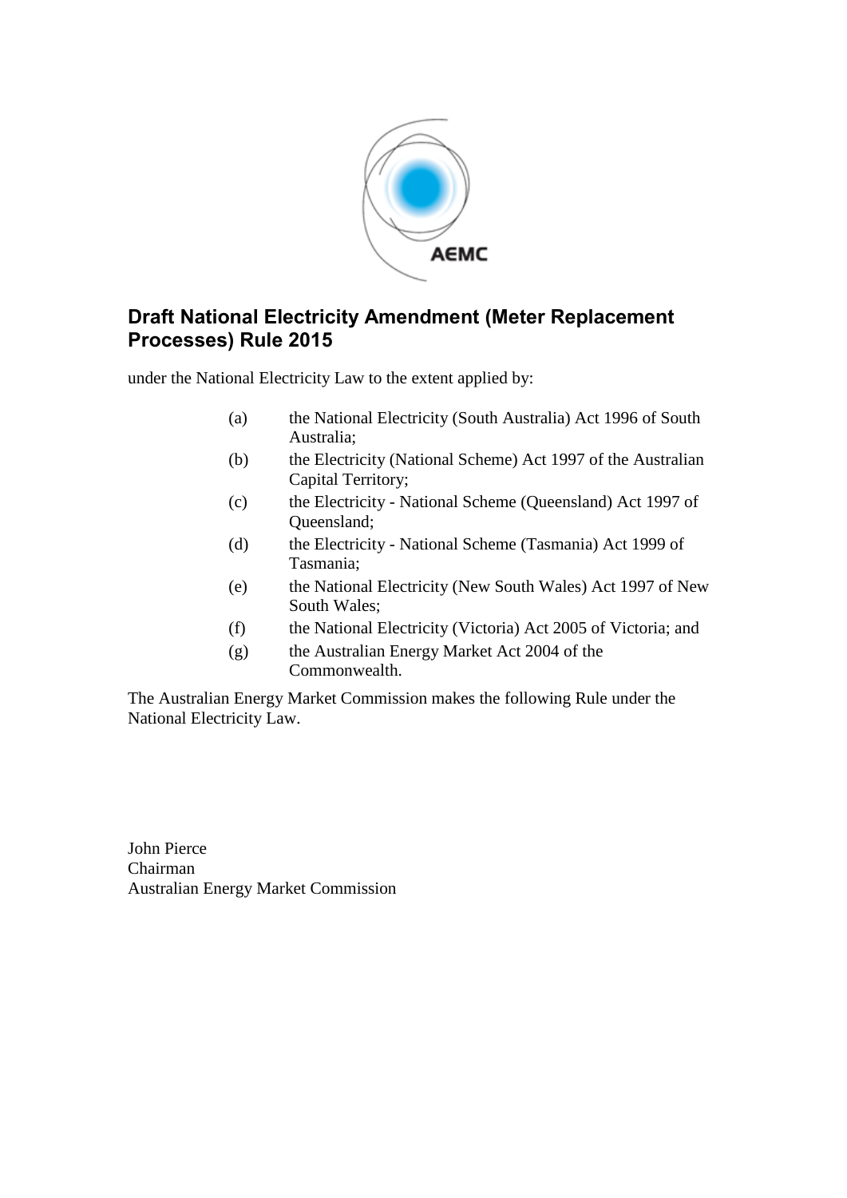# Draft National Electricity Amendment (Meter Replacement Processes) Rule 2015

under the National Electricity Law to the extent applied by:

(a) the National Electricity (South Australia) Act 1996 of South Australia;

(b) the Electricity (National Scheme) Act 1997 of the Australian Capital Territory;

(c) the Electricity - National Scheme (Queensland) Act 1997 of Queensland;

(d) the Electricity - National Scheme (Tasmania) Act 1999 of Tasmania;

(e) the National Electricity (New South Wales) Act 1997 of New South Wales;

(f) the National Electricity (Victoria) Act 2005 of Victoria; and

(g) the Australian Energy Market Act 2004 of the Commonwealth.

The Australian Energy Market Commission makes the following Rule under the National Electricity Law.

John Pierce
Chairman
Australian Energy Market Commission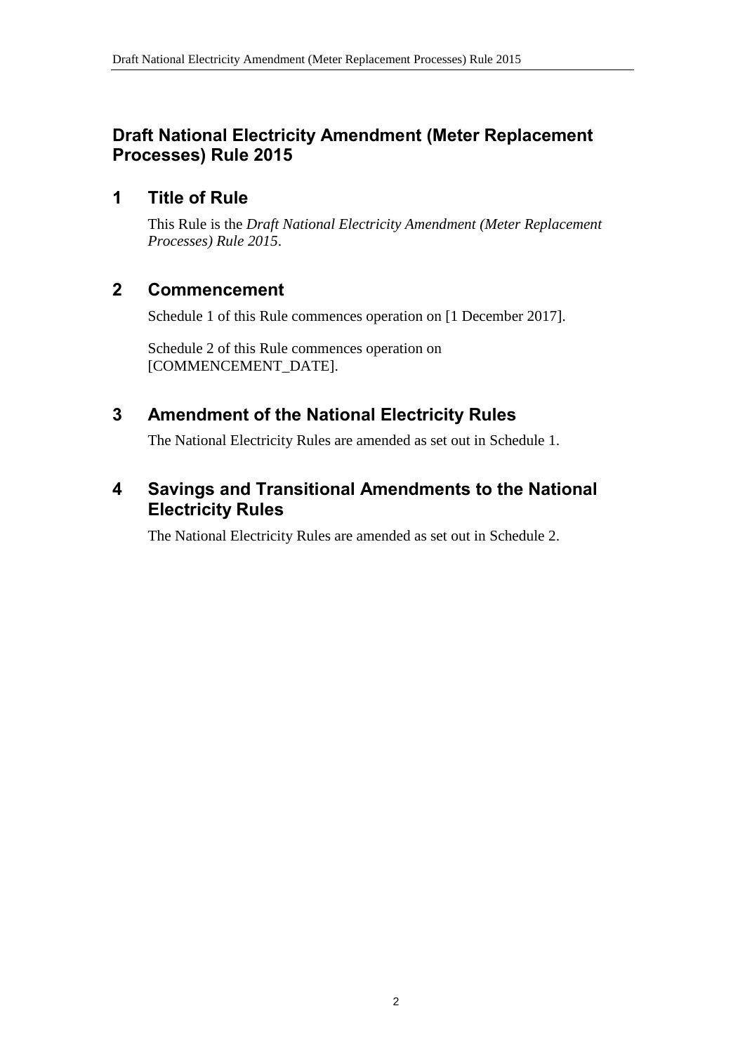# Draft National Electricity Amendment (Meter Replacement Processes) Rule 2015

## 1 Title of Rule

This Rule is the *Draft National Electricity Amendment (Meter Replacement Processes) Rule 2015*.

## 2 Commencement

Schedule 1 of this Rule commences operation on [1 December 2017].

Schedule 2 of this Rule commences operation on [COMMENCEMENT_DATE].

## 3 Amendment of the National Electricity Rules

The National Electricity Rules are amended as set out in Schedule 1.

## 4 Savings and Transitional Amendments to the National Electricity Rules

The National Electricity Rules are amended as set out in Schedule 2.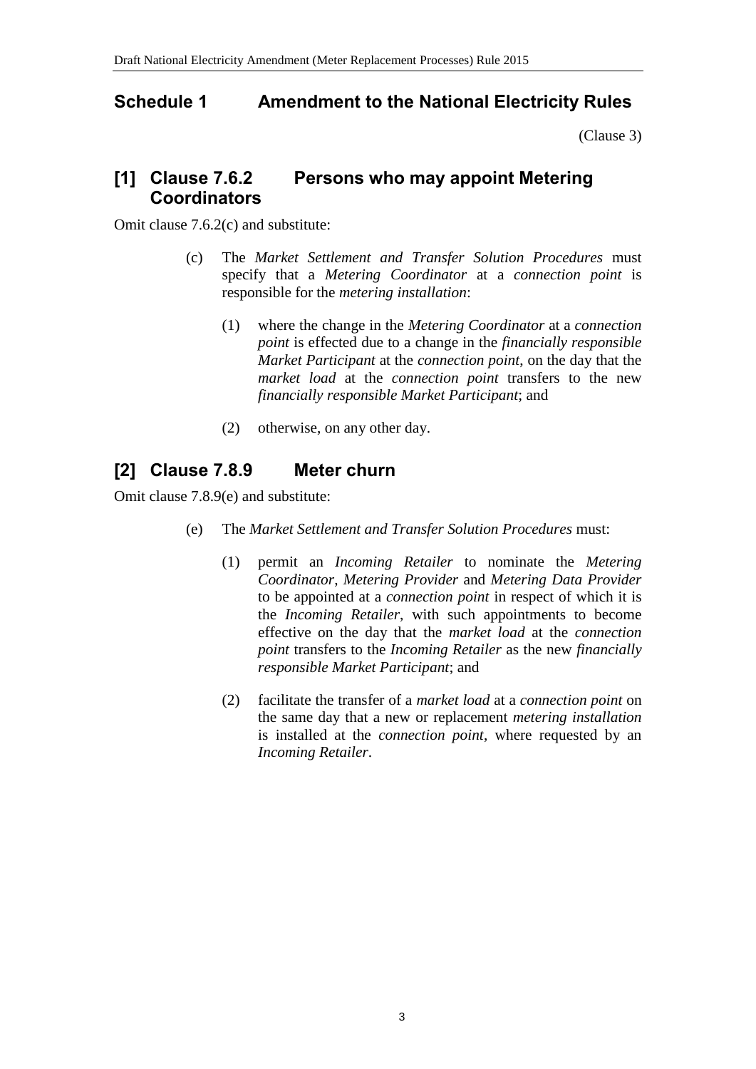## Schedule 1 Amendment to the National Electricity Rules

(Clause 3)

### [1] Clause 7.6.2 Persons who may appoint Metering Coordinators

Omit clause 7.6.2(c) and substitute:

(c) The *Market Settlement and Transfer Solution Procedures* must specify that a *Metering Coordinator* at a *connection point* is responsible for the *metering installation*:

(1) where the change in the *Metering Coordinator* at a *connection point* is effected due to a change in the *financially responsible Market Participant* at the *connection point*, on the day that the *market load* at the *connection point* transfers to the new *financially responsible Market Participant*; and

(2) otherwise, on any other day.

### [2] Clause 7.8.9 Meter churn

Omit clause 7.8.9(e) and substitute:

(e) The *Market Settlement and Transfer Solution Procedures* must:

(1) permit an *Incoming Retailer* to nominate the *Metering Coordinator*, *Metering Provider* and *Metering Data Provider* to be appointed at a *connection point* in respect of which it is the *Incoming Retailer*, with such appointments to become effective on the day that the *market load* at the *connection point* transfers to the *Incoming Retailer* as the new *financially responsible Market Participant*; and

(2) facilitate the transfer of a *market load* at a *connection point* on the same day that a new or replacement *metering installation* is installed at the *connection point*, where requested by an *Incoming Retailer*.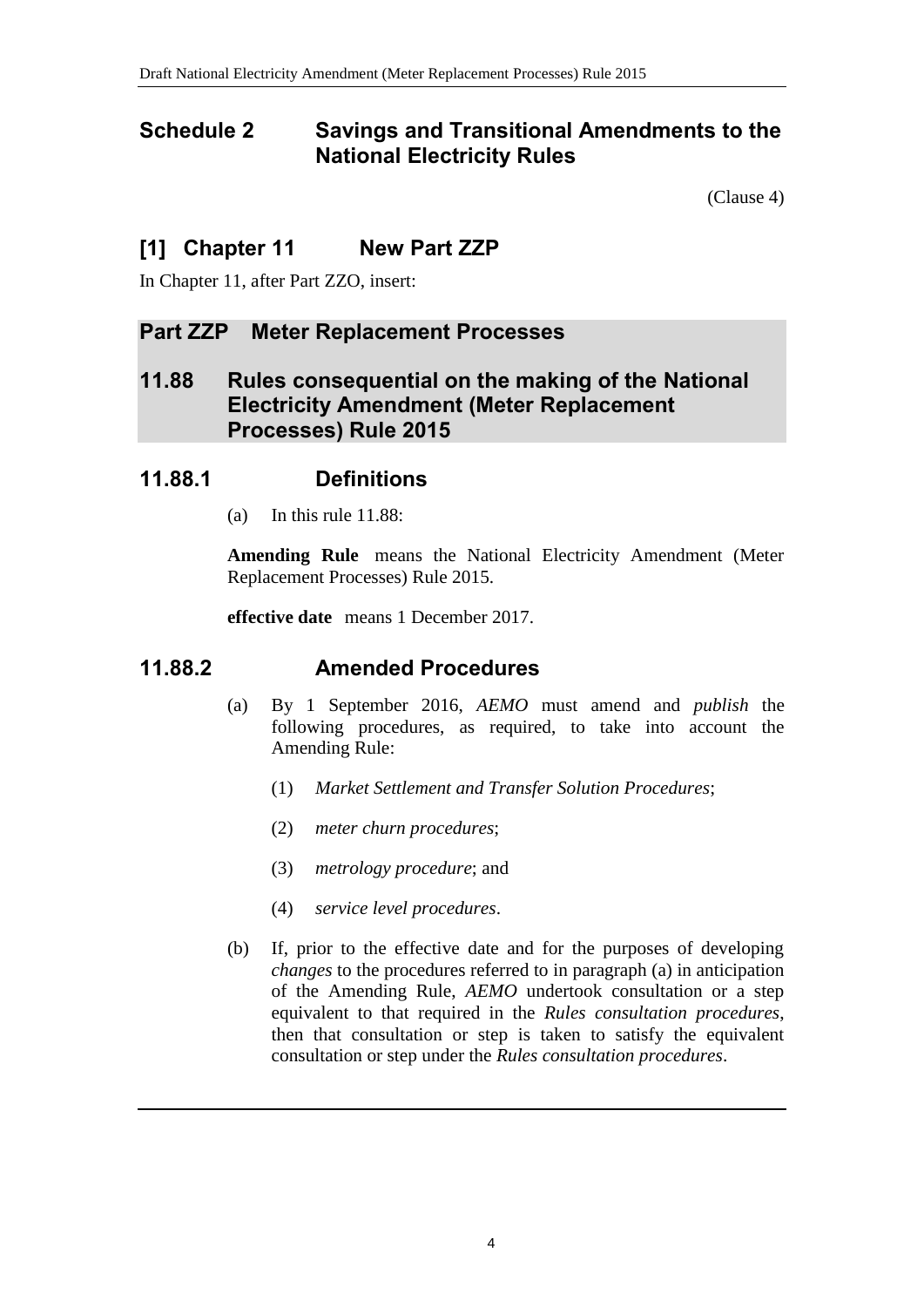## Schedule 2 Savings and Transitional Amendments to the National Electricity Rules

(Clause 4)

## [1] Chapter 11 New Part ZZP

In Chapter 11, after Part ZZO, insert:

## Part ZZP Meter Replacement Processes

## 11.88 Rules consequential on the making of the National Electricity Amendment (Meter Replacement Processes) Rule 2015

### 11.88.1 Definitions

(a) In this rule 11.88:

**Amending Rule** means the National Electricity Amendment (Meter Replacement Processes) Rule 2015.

**effective date** means 1 December 2017.

### 11.88.2 Amended Procedures

(a) By 1 September 2016, *AEMO* must amend and *publish* the following procedures, as required, to take into account the Amending Rule:

(1) *Market Settlement and Transfer Solution Procedures*;

(2) *meter churn procedures*;

(3) *metrology procedure*; and

(4) *service level procedures*.

(b) If, prior to the effective date and for the purposes of developing *changes* to the procedures referred to in paragraph (a) in anticipation of the Amending Rule, *AEMO* undertook consultation or a step equivalent to that required in the *Rules consultation procedures*, then that consultation or step is taken to satisfy the equivalent consultation or step under the *Rules consultation procedures*.